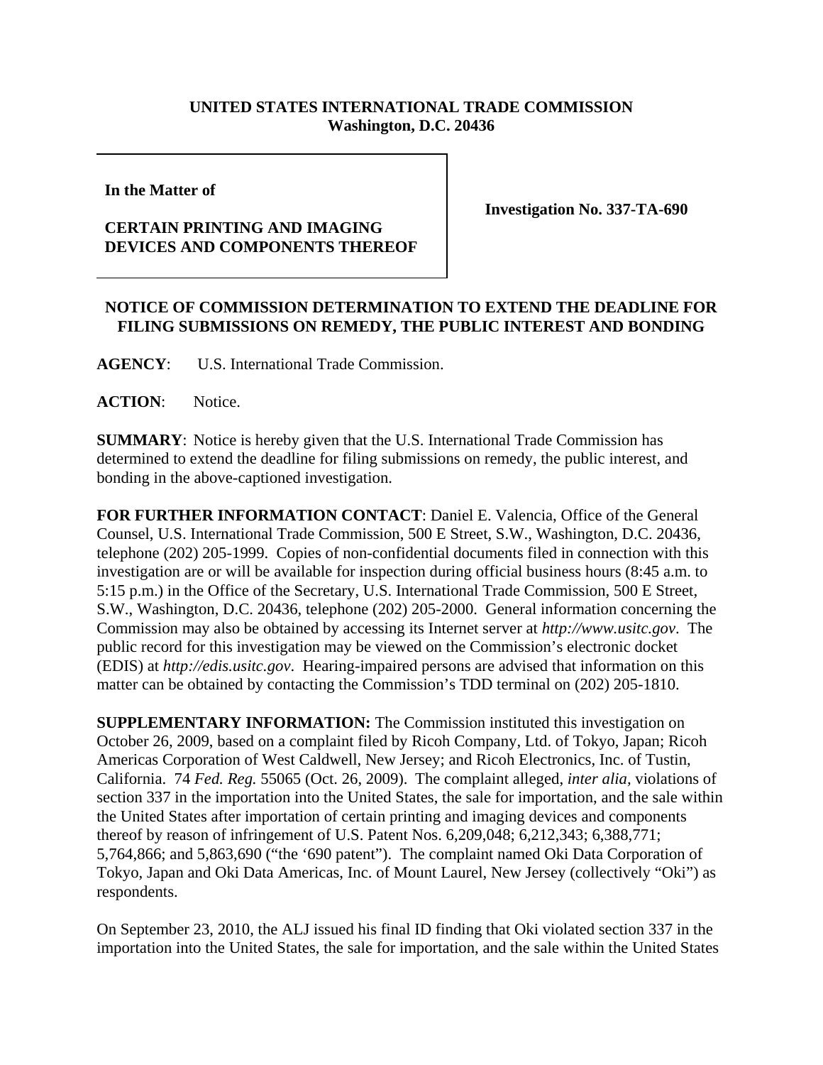**UNITED STATES INTERNATIONAL TRADE COMMISSION**
**Washington, D.C. 20436**

**In the Matter of**

**CERTAIN PRINTING AND IMAGING DEVICES AND COMPONENTS THEREOF**

**Investigation No. 337-TA-690**

**NOTICE OF COMMISSION DETERMINATION TO EXTEND THE DEADLINE FOR FILING SUBMISSIONS ON REMEDY, THE PUBLIC INTEREST AND BONDING**

**AGENCY**: U.S. International Trade Commission.

**ACTION**: Notice.

**SUMMARY**: Notice is hereby given that the U.S. International Trade Commission has determined to extend the deadline for filing submissions on remedy, the public interest, and bonding in the above-captioned investigation.

**FOR FURTHER INFORMATION CONTACT**: Daniel E. Valencia, Office of the General Counsel, U.S. International Trade Commission, 500 E Street, S.W., Washington, D.C. 20436, telephone (202) 205-1999. Copies of non-confidential documents filed in connection with this investigation are or will be available for inspection during official business hours (8:45 a.m. to 5:15 p.m.) in the Office of the Secretary, U.S. International Trade Commission, 500 E Street, S.W., Washington, D.C. 20436, telephone (202) 205-2000. General information concerning the Commission may also be obtained by accessing its Internet server at *http://www.usitc.gov*. The public record for this investigation may be viewed on the Commission's electronic docket (EDIS) at *http://edis.usitc.gov*. Hearing-impaired persons are advised that information on this matter can be obtained by contacting the Commission's TDD terminal on (202) 205-1810.

**SUPPLEMENTARY INFORMATION:** The Commission instituted this investigation on October 26, 2009, based on a complaint filed by Ricoh Company, Ltd. of Tokyo, Japan; Ricoh Americas Corporation of West Caldwell, New Jersey; and Ricoh Electronics, Inc. of Tustin, California. 74 *Fed. Reg.* 55065 (Oct. 26, 2009). The complaint alleged, *inter alia*, violations of section 337 in the importation into the United States, the sale for importation, and the sale within the United States after importation of certain printing and imaging devices and components thereof by reason of infringement of U.S. Patent Nos. 6,209,048; 6,212,343; 6,388,771; 5,764,866; and 5,863,690 ("the '690 patent"). The complaint named Oki Data Corporation of Tokyo, Japan and Oki Data Americas, Inc. of Mount Laurel, New Jersey (collectively "Oki") as respondents.

On September 23, 2010, the ALJ issued his final ID finding that Oki violated section 337 in the importation into the United States, the sale for importation, and the sale within the United States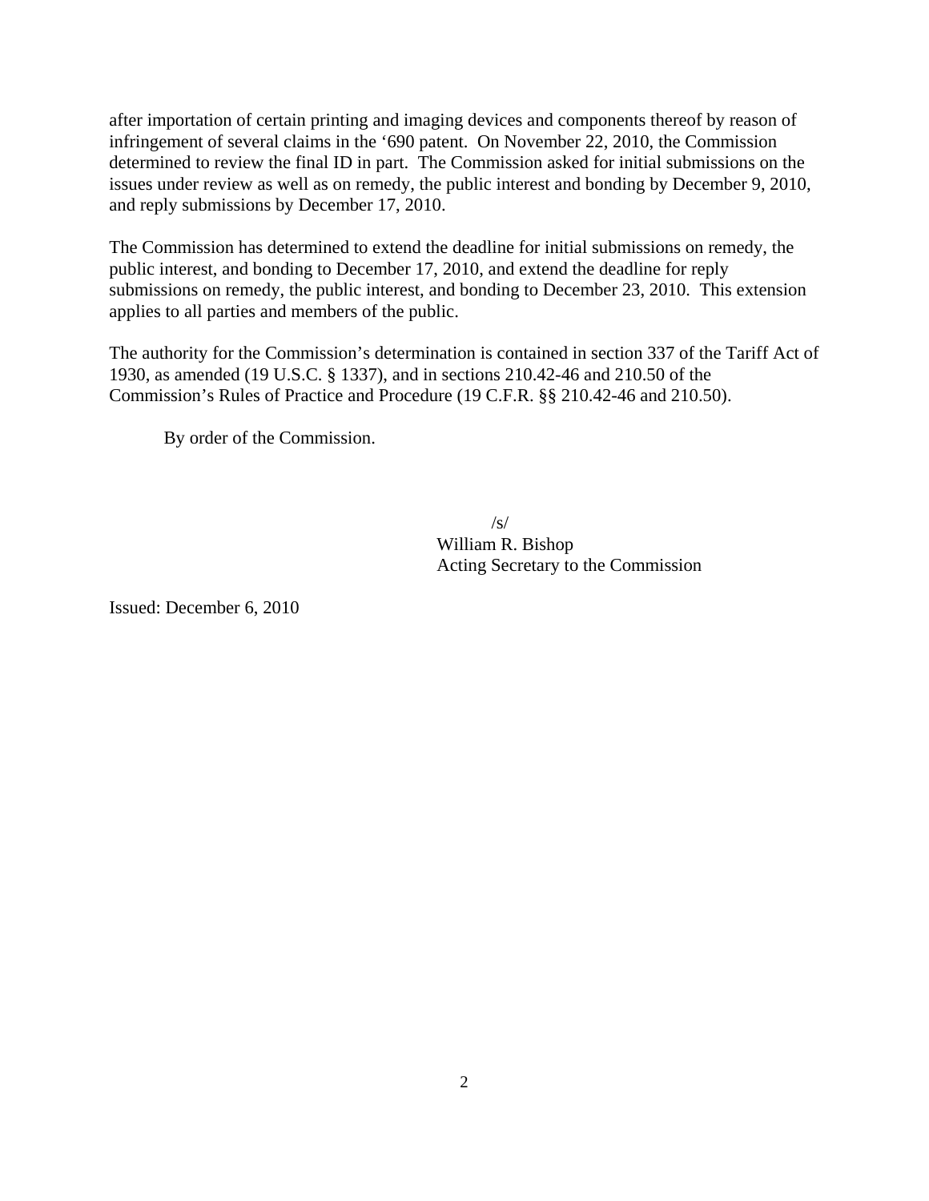after importation of certain printing and imaging devices and components thereof by reason of infringement of several claims in the '690 patent. On November 22, 2010, the Commission determined to review the final ID in part. The Commission asked for initial submissions on the issues under review as well as on remedy, the public interest and bonding by December 9, 2010, and reply submissions by December 17, 2010.

The Commission has determined to extend the deadline for initial submissions on remedy, the public interest, and bonding to December 17, 2010, and extend the deadline for reply submissions on remedy, the public interest, and bonding to December 23, 2010. This extension applies to all parties and members of the public.

The authority for the Commission's determination is contained in section 337 of the Tariff Act of 1930, as amended (19 U.S.C. § 1337), and in sections 210.42-46 and 210.50 of the Commission's Rules of Practice and Procedure (19 C.F.R. §§ 210.42-46 and 210.50).

By order of the Commission.

/s/
William R. Bishop
Acting Secretary to the Commission

Issued: December 6, 2010